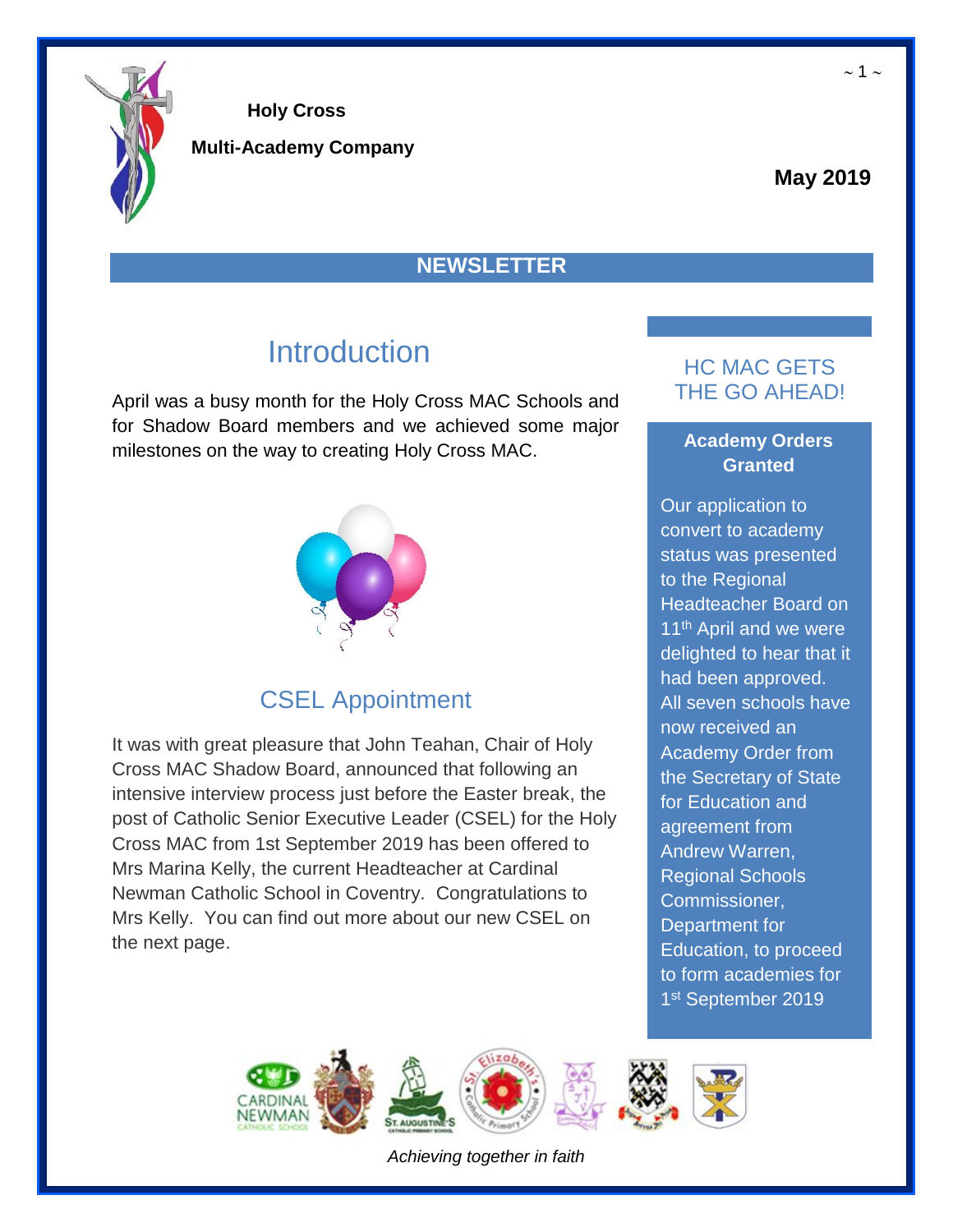**Holy Cross**

**Multi-Academy Company**

**May 2019**

## NEWSLETTER

## Introduction

April was a busy month for the Holy Cross MAC Schools and for Shadow Board members and we achieved some major milestones on the way to creating Holy Cross MAC.

## CSEL Appointment

It was with great pleasure that John Teahan, Chair of Holy Cross MAC Shadow Board, announced that following an intensive interview process just before the Easter break, the post of Catholic Senior Executive Leader (CSEL) for the Holy Cross MAC from 1st September 2019 has been offered to Mrs Marina Kelly, the current Headteacher at Cardinal Newman Catholic School in Coventry. Congratulations to Mrs Kelly. You can find out more about our new CSEL on the next page.

## HC MAC GETS THE GO AHEAD!

**Academy Orders Granted**

Our application to convert to academy status was presented to the Regional Headteacher Board on 11th April and we were delighted to hear that it had been approved. All seven schools have now received an Academy Order from the Secretary of State for Education and agreement from Andrew Warren, Regional Schools Commissioner, Department for Education, to proceed to form academies for 1st September 2019

*Achieving together in faith*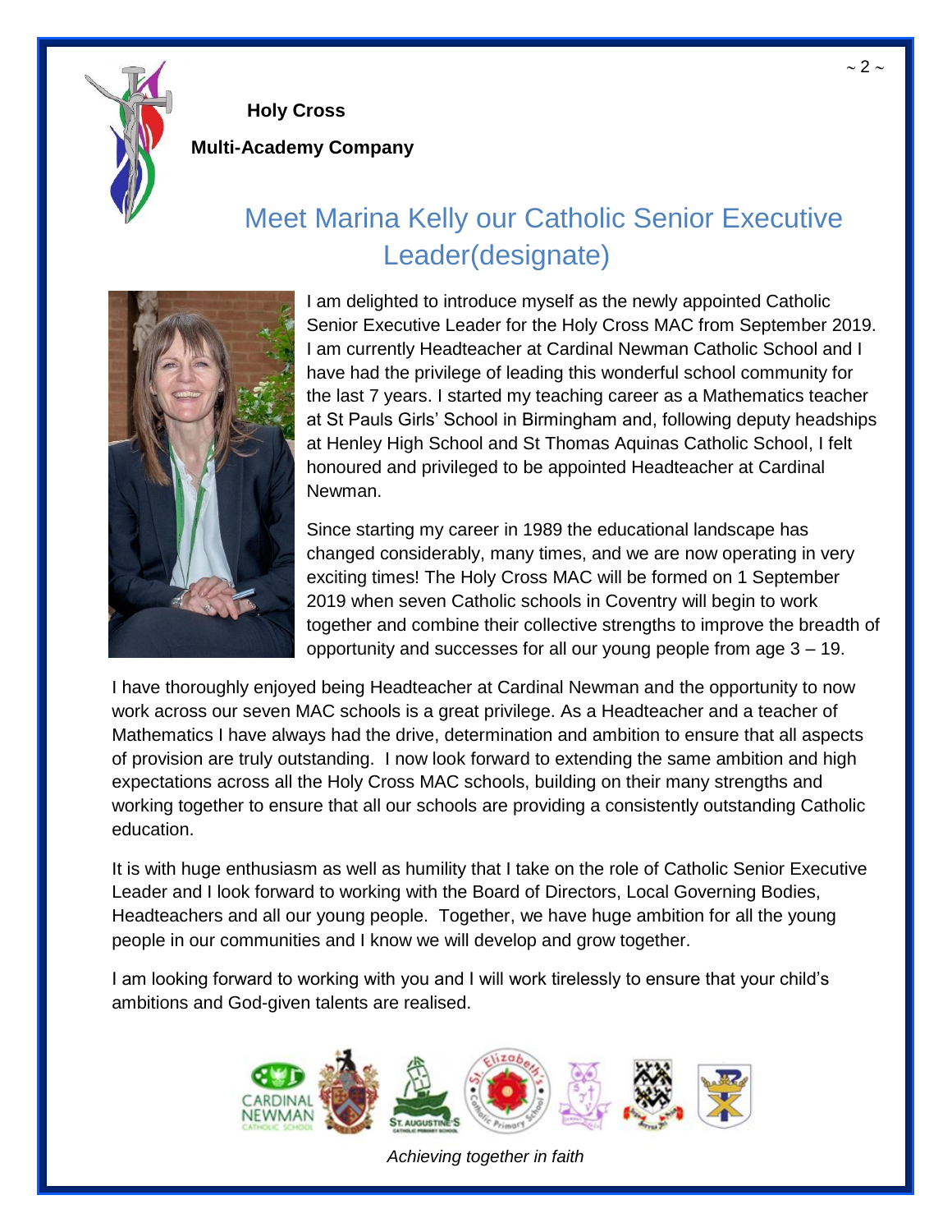**Holy Cross**

**Multi-Academy Company**

# Meet Marina Kelly our Catholic Senior Executive Leader(designate)

I am delighted to introduce myself as the newly appointed Catholic Senior Executive Leader for the Holy Cross MAC from September 2019. I am currently Headteacher at Cardinal Newman Catholic School and I have had the privilege of leading this wonderful school community for the last 7 years. I started my teaching career as a Mathematics teacher at St Pauls Girls' School in Birmingham and, following deputy headships at Henley High School and St Thomas Aquinas Catholic School, I felt honoured and privileged to be appointed Headteacher at Cardinal Newman.

Since starting my career in 1989 the educational landscape has changed considerably, many times, and we are now operating in very exciting times! The Holy Cross MAC will be formed on 1 September 2019 when seven Catholic schools in Coventry will begin to work together and combine their collective strengths to improve the breadth of opportunity and successes for all our young people from age 3 – 19.

I have thoroughly enjoyed being Headteacher at Cardinal Newman and the opportunity to now work across our seven MAC schools is a great privilege. As a Headteacher and a teacher of Mathematics I have always had the drive, determination and ambition to ensure that all aspects of provision are truly outstanding. I now look forward to extending the same ambition and high expectations across all the Holy Cross MAC schools, building on their many strengths and working together to ensure that all our schools are providing a consistently outstanding Catholic education.

It is with huge enthusiasm as well as humility that I take on the role of Catholic Senior Executive Leader and I look forward to working with the Board of Directors, Local Governing Bodies, Headteachers and all our young people. Together, we have huge ambition for all the young people in our communities and I know we will develop and grow together.

I am looking forward to working with you and I will work tirelessly to ensure that your child's ambitions and God-given talents are realised.

*Achieving together in faith*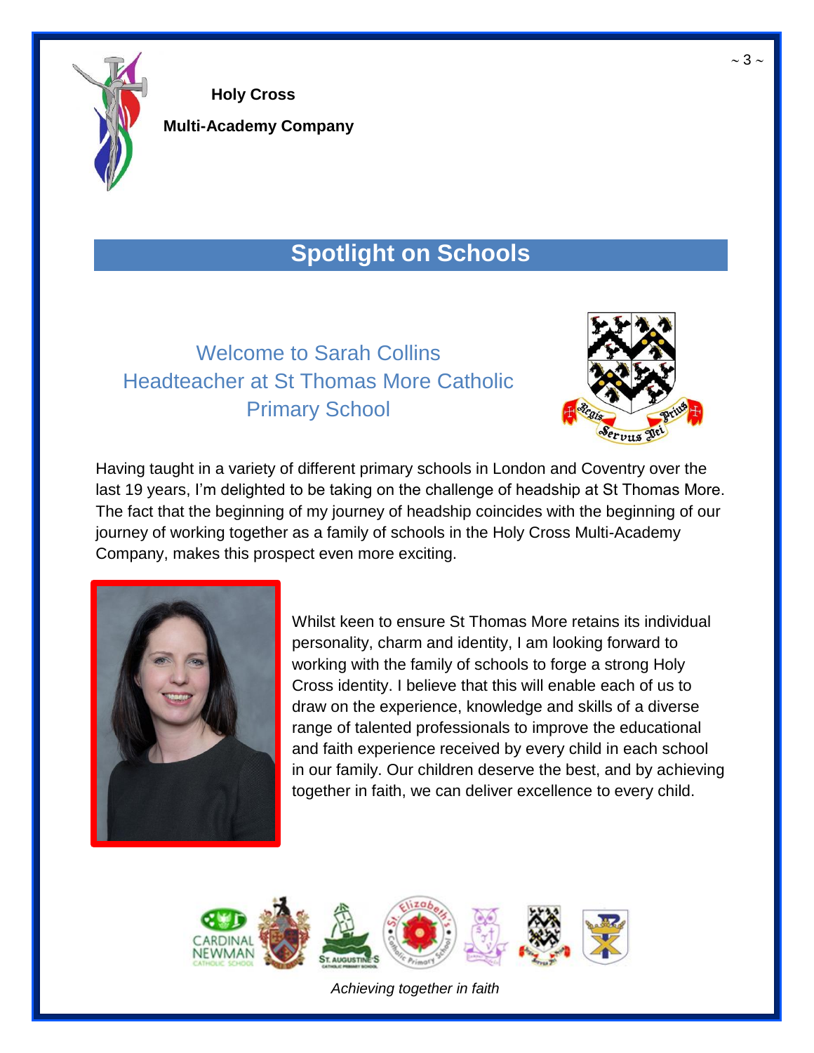**Holy Cross**

**Multi-Academy Company**

## Spotlight on Schools

### Welcome to Sarah Collins Headteacher at St Thomas More Catholic Primary School

Having taught in a variety of different primary schools in London and Coventry over the last 19 years, I'm delighted to be taking on the challenge of headship at St Thomas More. The fact that the beginning of my journey of headship coincides with the beginning of our journey of working together as a family of schools in the Holy Cross Multi-Academy Company, makes this prospect even more exciting.

Whilst keen to ensure St Thomas More retains its individual personality, charm and identity, I am looking forward to working with the family of schools to forge a strong Holy Cross identity. I believe that this will enable each of us to draw on the experience, knowledge and skills of a diverse range of talented professionals to improve the educational and faith experience received by every child in each school in our family. Our children deserve the best, and by achieving together in faith, we can deliver excellence to every child.

*Achieving together in faith*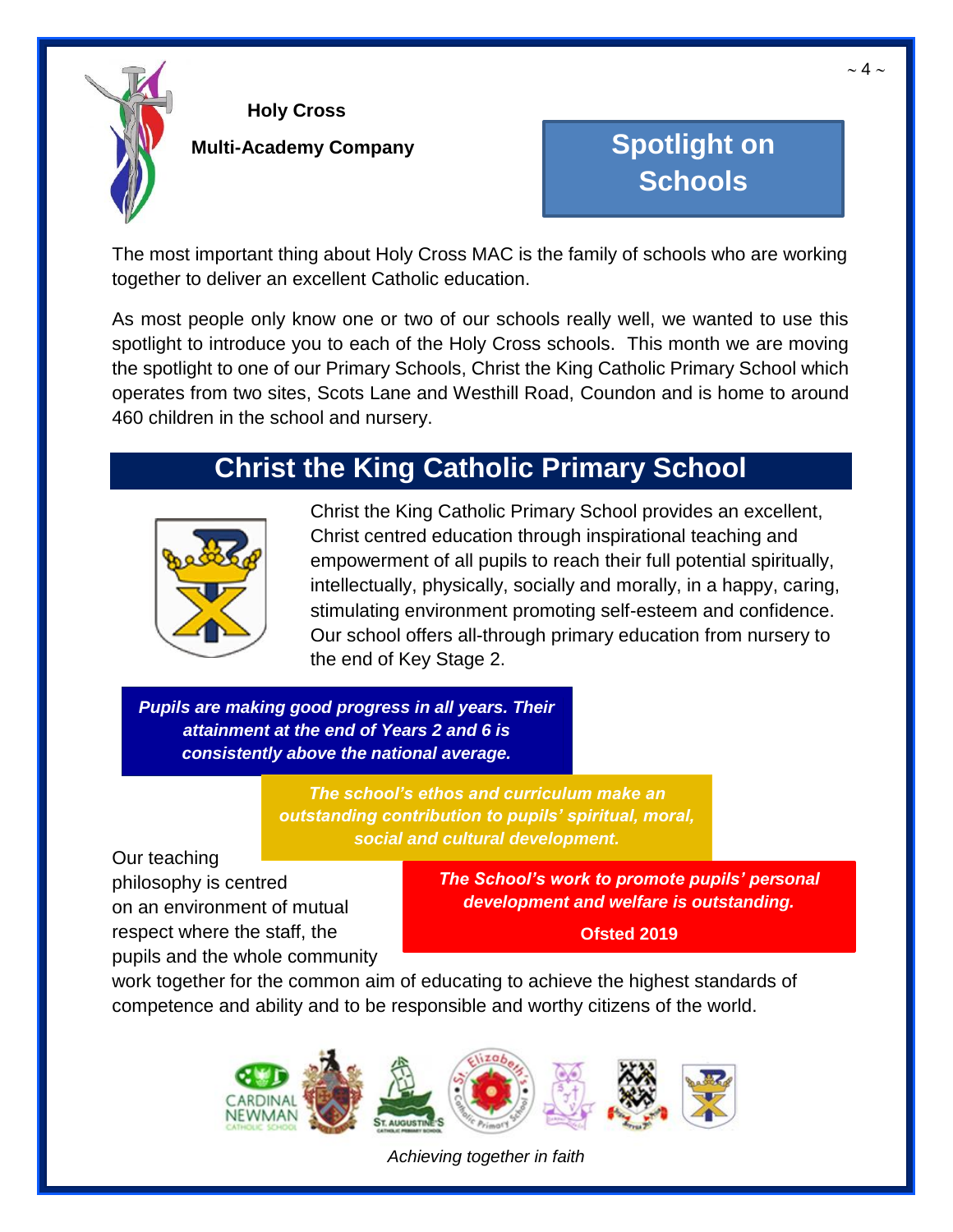**Holy Cross**

**Multi-Academy Company**

## Spotlight on Schools

The most important thing about Holy Cross MAC is the family of schools who are working together to deliver an excellent Catholic education.

As most people only know one or two of our schools really well, we wanted to use this spotlight to introduce you to each of the Holy Cross schools. This month we are moving the spotlight to one of our Primary Schools, Christ the King Catholic Primary School which operates from two sites, Scots Lane and Westhill Road, Coundon and is home to around 460 children in the school and nursery.

## Christ the King Catholic Primary School

Christ the King Catholic Primary School provides an excellent, Christ centred education through inspirational teaching and empowerment of all pupils to reach their full potential spiritually, intellectually, physically, socially and morally, in a happy, caring, stimulating environment promoting self-esteem and confidence. Our school offers all-through primary education from nursery to the end of Key Stage 2.

***Pupils are making good progress in all years. Their attainment at the end of Years 2 and 6 is consistently above the national average.***

***The school's ethos and curriculum make an outstanding contribution to pupils' spiritual, moral, social and cultural development.***

***The School's work to promote pupils' personal development and welfare is outstanding.***

**Ofsted 2019**

Our teaching philosophy is centred on an environment of mutual respect where the staff, the pupils and the whole community work together for the common aim of educating to achieve the highest standards of competence and ability and to be responsible and worthy citizens of the world.

*Achieving together in faith*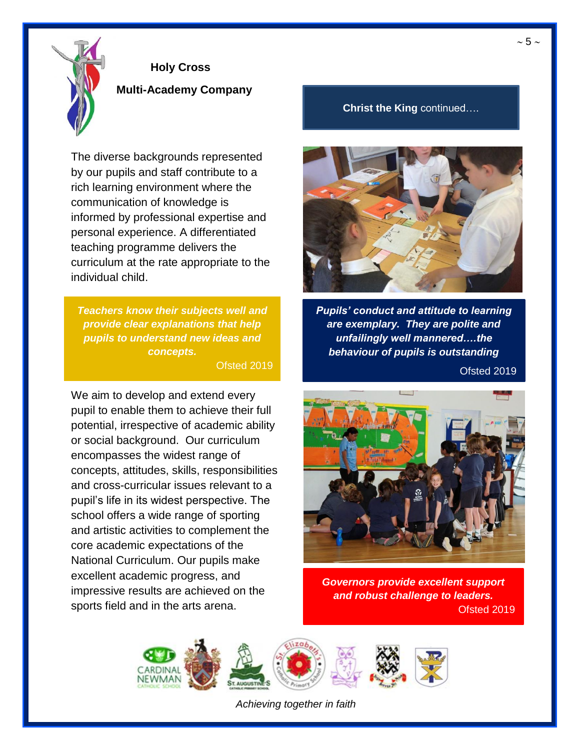**Holy Cross**

**Multi-Academy Company**

**Christ the King** continued….

The diverse backgrounds represented by our pupils and staff contribute to a rich learning environment where the communication of knowledge is informed by professional expertise and personal experience. A differentiated teaching programme delivers the curriculum at the rate appropriate to the individual child.

> ***Teachers know their subjects well and provide clear explanations that help pupils to understand new ideas and concepts.***
>
> Ofsted 2019

We aim to develop and extend every pupil to enable them to achieve their full potential, irrespective of academic ability or social background. Our curriculum encompasses the widest range of concepts, attitudes, skills, responsibilities and cross-curricular issues relevant to a pupil's life in its widest perspective. The school offers a wide range of sporting and artistic activities to complement the core academic expectations of the National Curriculum. Our pupils make excellent academic progress, and impressive results are achieved on the sports field and in the arts arena.

> ***Pupils' conduct and attitude to learning are exemplary. They are polite and unfailingly well mannered….the behaviour of pupils is outstanding***
>
> Ofsted 2019

> ***Governors provide excellent support and robust challenge to leaders.***
>
> Ofsted 2019

*Achieving together in faith*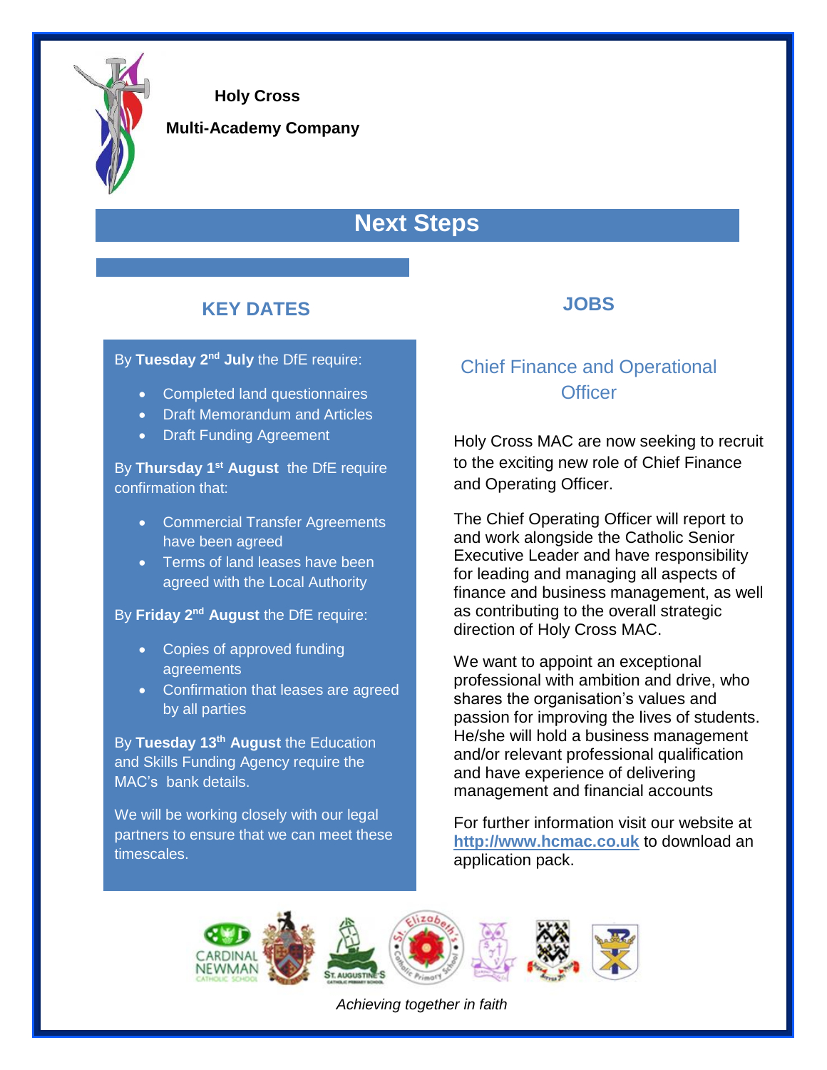**Holy Cross**

**Multi-Academy Company**

# Next Steps

## KEY DATES

By **Tuesday 2nd July** the DfE require:

- Completed land questionnaires
- Draft Memorandum and Articles
- Draft Funding Agreement

By **Thursday 1st August** the DfE require confirmation that:

- Commercial Transfer Agreements have been agreed
- Terms of land leases have been agreed with the Local Authority

By **Friday 2nd August** the DfE require:

- Copies of approved funding agreements
- Confirmation that leases are agreed by all parties

By **Tuesday 13th August** the Education and Skills Funding Agency require the MAC's bank details.

We will be working closely with our legal partners to ensure that we can meet these timescales.

## JOBS

### Chief Finance and Operational Officer

Holy Cross MAC are now seeking to recruit to the exciting new role of Chief Finance and Operating Officer.

The Chief Operating Officer will report to and work alongside the Catholic Senior Executive Leader and have responsibility for leading and managing all aspects of finance and business management, as well as contributing to the overall strategic direction of Holy Cross MAC.

We want to appoint an exceptional professional with ambition and drive, who shares the organisation's values and passion for improving the lives of students. He/she will hold a business management and/or relevant professional qualification and have experience of delivering management and financial accounts

For further information visit our website at **http://www.hcmac.co.uk** to download an application pack.

*Achieving together in faith*